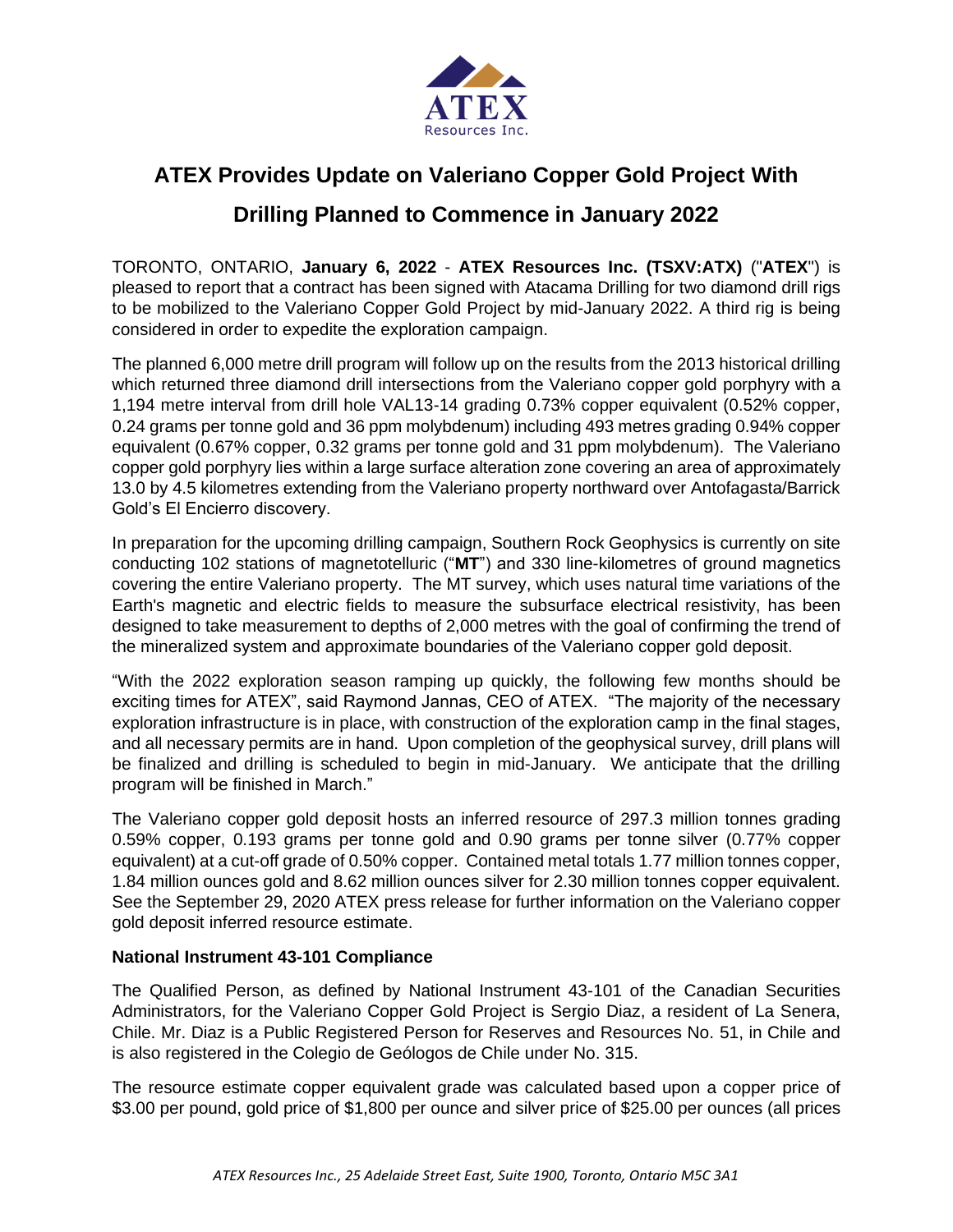# ATEX Provides Update on Valeriano Copper Gold Project With Drilling Planned to Commence in January 2022

TORONTO, ONTARIO, **January 6, 2022** - **ATEX Resources Inc. (TSXV:ATX)** ("**ATEX**") is pleased to report that a contract has been signed with Atacama Drilling for two diamond drill rigs to be mobilized to the Valeriano Copper Gold Project by mid-January 2022. A third rig is being considered in order to expedite the exploration campaign.

The planned 6,000 metre drill program will follow up on the results from the 2013 historical drilling which returned three diamond drill intersections from the Valeriano copper gold porphyry with a 1,194 metre interval from drill hole VAL13-14 grading 0.73% copper equivalent (0.52% copper, 0.24 grams per tonne gold and 36 ppm molybdenum) including 493 metres grading 0.94% copper equivalent (0.67% copper, 0.32 grams per tonne gold and 31 ppm molybdenum). The Valeriano copper gold porphyry lies within a large surface alteration zone covering an area of approximately 13.0 by 4.5 kilometres extending from the Valeriano property northward over Antofagasta/Barrick Gold's El Encierro discovery.

In preparation for the upcoming drilling campaign, Southern Rock Geophysics is currently on site conducting 102 stations of magnetotelluric ("**MT**") and 330 line-kilometres of ground magnetics covering the entire Valeriano property. The MT survey, which uses natural time variations of the Earth's magnetic and electric fields to measure the subsurface electrical resistivity, has been designed to take measurement to depths of 2,000 metres with the goal of confirming the trend of the mineralized system and approximate boundaries of the Valeriano copper gold deposit.

"With the 2022 exploration season ramping up quickly, the following few months should be exciting times for ATEX", said Raymond Jannas, CEO of ATEX. "The majority of the necessary exploration infrastructure is in place, with construction of the exploration camp in the final stages, and all necessary permits are in hand. Upon completion of the geophysical survey, drill plans will be finalized and drilling is scheduled to begin in mid-January. We anticipate that the drilling program will be finished in March."

The Valeriano copper gold deposit hosts an inferred resource of 297.3 million tonnes grading 0.59% copper, 0.193 grams per tonne gold and 0.90 grams per tonne silver (0.77% copper equivalent) at a cut-off grade of 0.50% copper. Contained metal totals 1.77 million tonnes copper, 1.84 million ounces gold and 8.62 million ounces silver for 2.30 million tonnes copper equivalent. See the September 29, 2020 ATEX press release for further information on the Valeriano copper gold deposit inferred resource estimate.

**National Instrument 43-101 Compliance**

The Qualified Person, as defined by National Instrument 43-101 of the Canadian Securities Administrators, for the Valeriano Copper Gold Project is Sergio Diaz, a resident of La Senera, Chile. Mr. Diaz is a Public Registered Person for Reserves and Resources No. 51, in Chile and is also registered in the Colegio de Geólogos de Chile under No. 315.

The resource estimate copper equivalent grade was calculated based upon a copper price of $3.00 per pound, gold price of $1,800 per ounce and silver price of $25.00 per ounces (all prices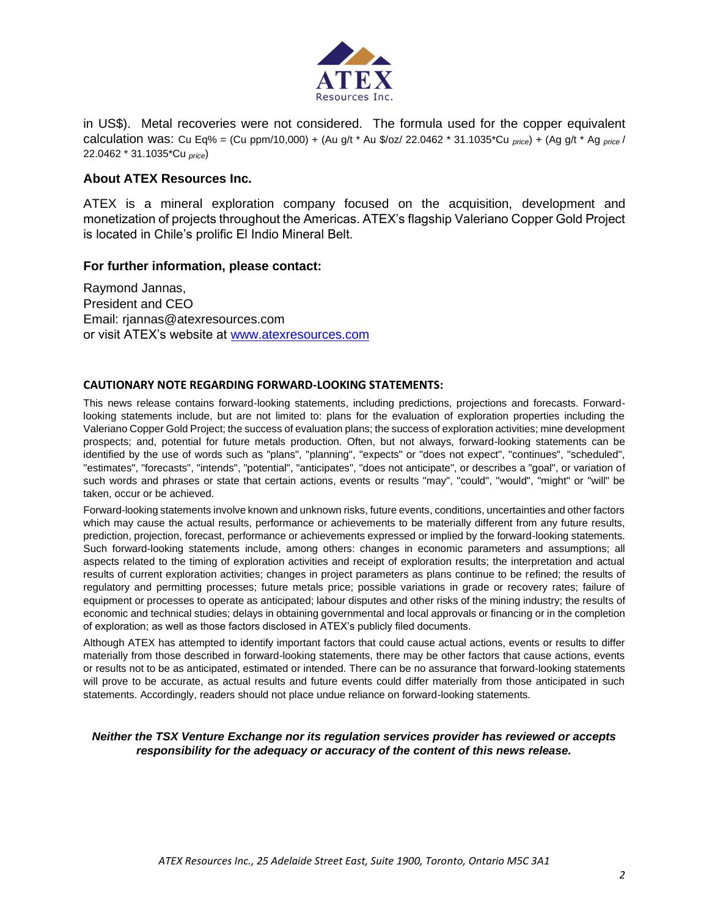in US$). Metal recoveries were not considered. The formula used for the copper equivalent calculation was: Cu Eq% = (Cu ppm/10,000) + (Au g/t * Au $/oz/ 22.0462 * 31.1035*Cu $_{price}$) + (Ag g/t * Ag $_{price}$ / 22.0462 * 31.1035*Cu $_{price}$)

### About ATEX Resources Inc.

ATEX is a mineral exploration company focused on the acquisition, development and monetization of projects throughout the Americas. ATEX's flagship Valeriano Copper Gold Project is located in Chile's prolific El Indio Mineral Belt.

### For further information, please contact:

Raymond Jannas,
President and CEO
Email: rjannas@atexresources.com
or visit ATEX's website at www.atexresources.com

#### CAUTIONARY NOTE REGARDING FORWARD-LOOKING STATEMENTS:

This news release contains forward-looking statements, including predictions, projections and forecasts. Forward-looking statements include, but are not limited to: plans for the evaluation of exploration properties including the Valeriano Copper Gold Project; the success of evaluation plans; the success of exploration activities; mine development prospects; and, potential for future metals production. Often, but not always, forward-looking statements can be identified by the use of words such as "plans", "planning", "expects" or "does not expect", "continues", "scheduled", "estimates", "forecasts", "intends", "potential", "anticipates", "does not anticipate", or describes a "goal", or variation of such words and phrases or state that certain actions, events or results "may", "could", "would", "might" or "will" be taken, occur or be achieved.

Forward-looking statements involve known and unknown risks, future events, conditions, uncertainties and other factors which may cause the actual results, performance or achievements to be materially different from any future results, prediction, projection, forecast, performance or achievements expressed or implied by the forward-looking statements. Such forward-looking statements include, among others: changes in economic parameters and assumptions; all aspects related to the timing of exploration activities and receipt of exploration results; the interpretation and actual results of current exploration activities; changes in project parameters as plans continue to be refined; the results of regulatory and permitting processes; future metals price; possible variations in grade or recovery rates; failure of equipment or processes to operate as anticipated; labour disputes and other risks of the mining industry; the results of economic and technical studies; delays in obtaining governmental and local approvals or financing or in the completion of exploration; as well as those factors disclosed in ATEX's publicly filed documents.

Although ATEX has attempted to identify important factors that could cause actual actions, events or results to differ materially from those described in forward-looking statements, there may be other factors that cause actions, events or results not to be as anticipated, estimated or intended. There can be no assurance that forward-looking statements will prove to be accurate, as actual results and future events could differ materially from those anticipated in such statements. Accordingly, readers should not place undue reliance on forward-looking statements.

***Neither the TSX Venture Exchange nor its regulation services provider has reviewed or accepts responsibility for the adequacy or accuracy of the content of this news release.***